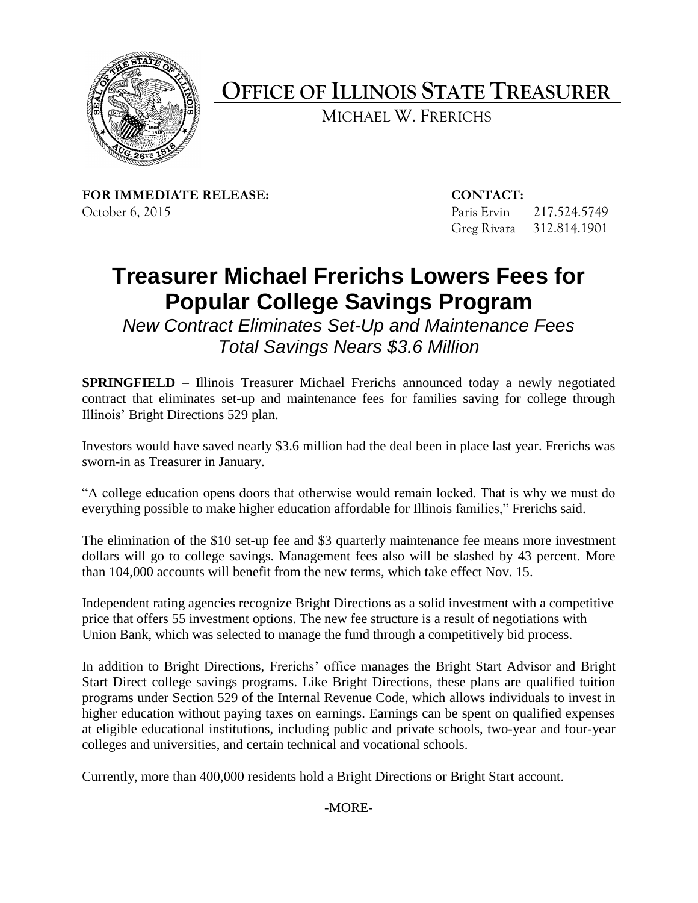# OFFICE OF ILLINOIS STATE TREASURER

MICHAEL W. FRERICHS

**FOR IMMEDIATE RELEASE:**
October 6, 2015

**CONTACT:**
Paris Ervin 217.524.5749
Greg Rivara 312.814.1901

# Treasurer Michael Frerichs Lowers Fees for Popular College Savings Program

*New Contract Eliminates Set-Up and Maintenance Fees*
*Total Savings Nears $3.6 Million*

**SPRINGFIELD** – Illinois Treasurer Michael Frerichs announced today a newly negotiated contract that eliminates set-up and maintenance fees for families saving for college through Illinois' Bright Directions 529 plan.

Investors would have saved nearly $3.6 million had the deal been in place last year. Frerichs was sworn-in as Treasurer in January.

"A college education opens doors that otherwise would remain locked. That is why we must do everything possible to make higher education affordable for Illinois families," Frerichs said.

The elimination of the $10 set-up fee and $3 quarterly maintenance fee means more investment dollars will go to college savings. Management fees also will be slashed by 43 percent. More than 104,000 accounts will benefit from the new terms, which take effect Nov. 15.

Independent rating agencies recognize Bright Directions as a solid investment with a competitive price that offers 55 investment options. The new fee structure is a result of negotiations with Union Bank, which was selected to manage the fund through a competitively bid process.

In addition to Bright Directions, Frerichs' office manages the Bright Start Advisor and Bright Start Direct college savings programs. Like Bright Directions, these plans are qualified tuition programs under Section 529 of the Internal Revenue Code, which allows individuals to invest in higher education without paying taxes on earnings. Earnings can be spent on qualified expenses at eligible educational institutions, including public and private schools, two-year and four-year colleges and universities, and certain technical and vocational schools.

Currently, more than 400,000 residents hold a Bright Directions or Bright Start account.

-MORE-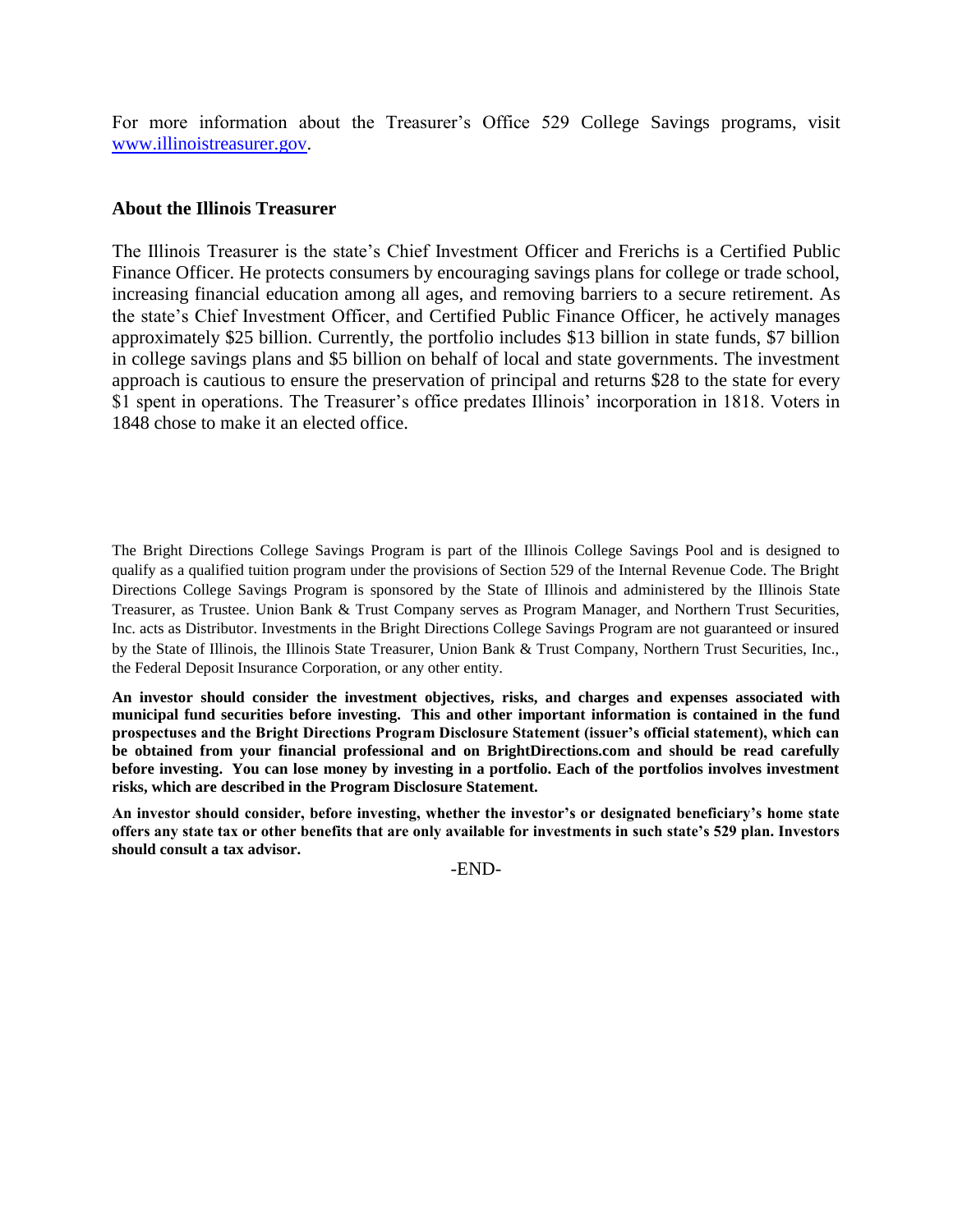For more information about the Treasurer's Office 529 College Savings programs, visit [www.illinoistreasurer.gov](http://www.illinoistreasurer.gov).

## About the Illinois Treasurer

The Illinois Treasurer is the state's Chief Investment Officer and Frerichs is a Certified Public Finance Officer. He protects consumers by encouraging savings plans for college or trade school, increasing financial education among all ages, and removing barriers to a secure retirement. As the state's Chief Investment Officer, and Certified Public Finance Officer, he actively manages approximately $25 billion. Currently, the portfolio includes $13 billion in state funds, $7 billion in college savings plans and $5 billion on behalf of local and state governments. The investment approach is cautious to ensure the preservation of principal and returns $28 to the state for every $1 spent in operations. The Treasurer's office predates Illinois' incorporation in 1818. Voters in 1848 chose to make it an elected office.

The Bright Directions College Savings Program is part of the Illinois College Savings Pool and is designed to qualify as a qualified tuition program under the provisions of Section 529 of the Internal Revenue Code. The Bright Directions College Savings Program is sponsored by the State of Illinois and administered by the Illinois State Treasurer, as Trustee. Union Bank & Trust Company serves as Program Manager, and Northern Trust Securities, Inc. acts as Distributor. Investments in the Bright Directions College Savings Program are not guaranteed or insured by the State of Illinois, the Illinois State Treasurer, Union Bank & Trust Company, Northern Trust Securities, Inc., the Federal Deposit Insurance Corporation, or any other entity.

**An investor should consider the investment objectives, risks, and charges and expenses associated with municipal fund securities before investing. This and other important information is contained in the fund prospectuses and the Bright Directions Program Disclosure Statement (issuer's official statement), which can be obtained from your financial professional and on BrightDirections.com and should be read carefully before investing. You can lose money by investing in a portfolio. Each of the portfolios involves investment risks, which are described in the Program Disclosure Statement.**

**An investor should consider, before investing, whether the investor's or designated beneficiary's home state offers any state tax or other benefits that are only available for investments in such state's 529 plan. Investors should consult a tax advisor.**

-END-